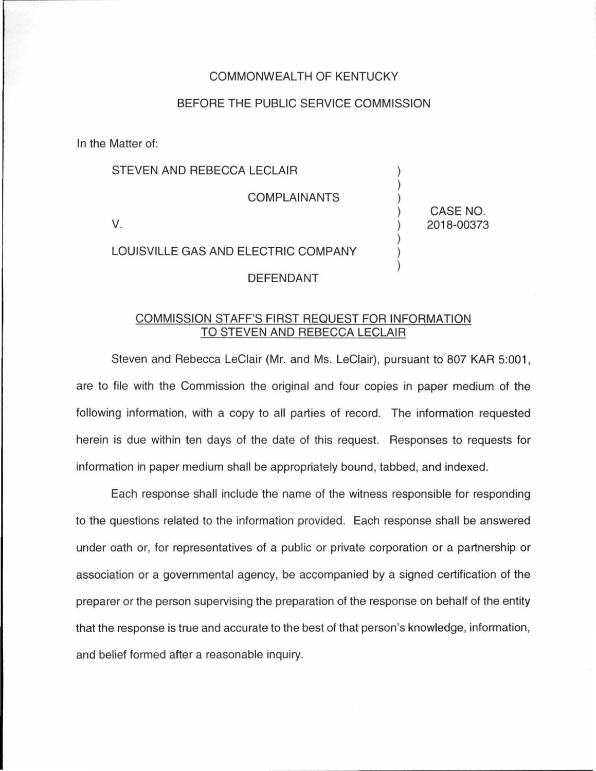COMMONWEALTH OF KENTUCKY

BEFORE THE PUBLIC SERVICE COMMISSION

In the Matter of:

| | | |
|---|---|---|
| STEVEN AND REBECCA LECLAIR | ) | |
| COMPLAINANTS | ) | |
| V. | ) | CASE NO. 2018-00373 |
| LOUISVILLE GAS AND ELECTRIC COMPANY | ) | |
| DEFENDANT | ) | |

COMMISSION STAFF'S FIRST REQUEST FOR INFORMATION TO STEVEN AND REBECCA LECLAIR

Steven and Rebecca LeClair (Mr. and Ms. LeClair), pursuant to 807 KAR 5:001, are to file with the Commission the original and four copies in paper medium of the following information, with a copy to all parties of record. The information requested herein is due within ten days of the date of this request. Responses to requests for information in paper medium shall be appropriately bound, tabbed, and indexed.

Each response shall include the name of the witness responsible for responding to the questions related to the information provided. Each response shall be answered under oath or, for representatives of a public or private corporation or a partnership or association or a governmental agency, be accompanied by a signed certification of the preparer or the person supervising the preparation of the response on behalf of the entity that the response is true and accurate to the best of that person's knowledge, information, and belief formed after a reasonable inquiry.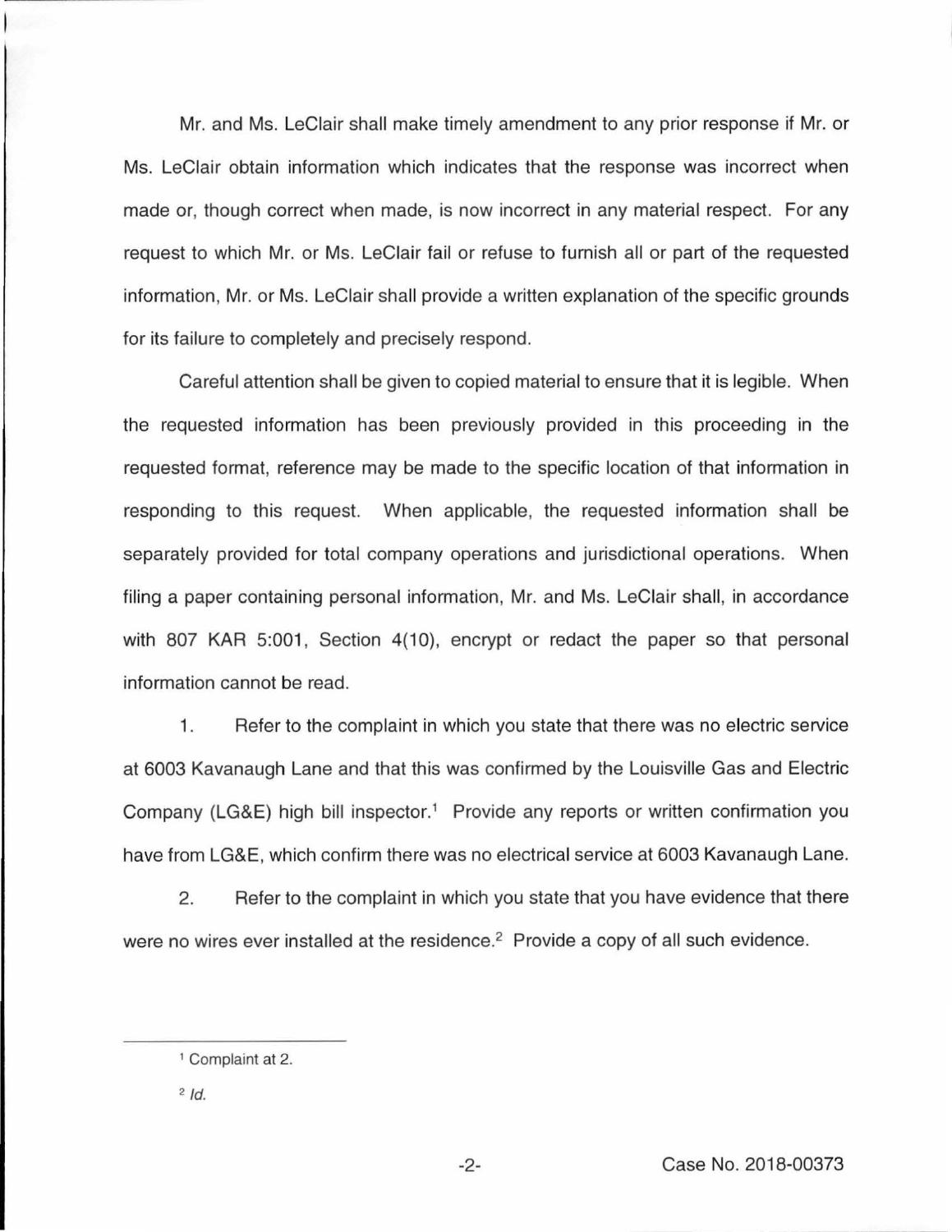Mr. and Ms. LeClair shall make timely amendment to any prior response if Mr. or Ms. LeClair obtain information which indicates that the response was incorrect when made or, though correct when made, is now incorrect in any material respect. For any request to which Mr. or Ms. LeClair fail or refuse to furnish all or part of the requested information, Mr. or Ms. LeClair shall provide a written explanation of the specific grounds for its failure to completely and precisely respond.

Careful attention shall be given to copied material to ensure that it is legible. When the requested information has been previously provided in this proceeding in the requested format, reference may be made to the specific location of that information in responding to this request. When applicable, the requested information shall be separately provided for total company operations and jurisdictional operations. When filing a paper containing personal information, Mr. and Ms. LeClair shall, in accordance with 807 KAR 5:001, Section 4(10), encrypt or redact the paper so that personal information cannot be read.

1. Refer to the complaint in which you state that there was no electric service at 6003 Kavanaugh Lane and that this was confirmed by the Louisville Gas and Electric Company (LG&E) high bill inspector.[1] Provide any reports or written confirmation you have from LG&E, which confirm there was no electrical service at 6003 Kavanaugh Lane.

2. Refer to the complaint in which you state that you have evidence that there were no wires ever installed at the residence.[2] Provide a copy of all such evidence.

---

[1] Complaint at 2.

[2] *Id.*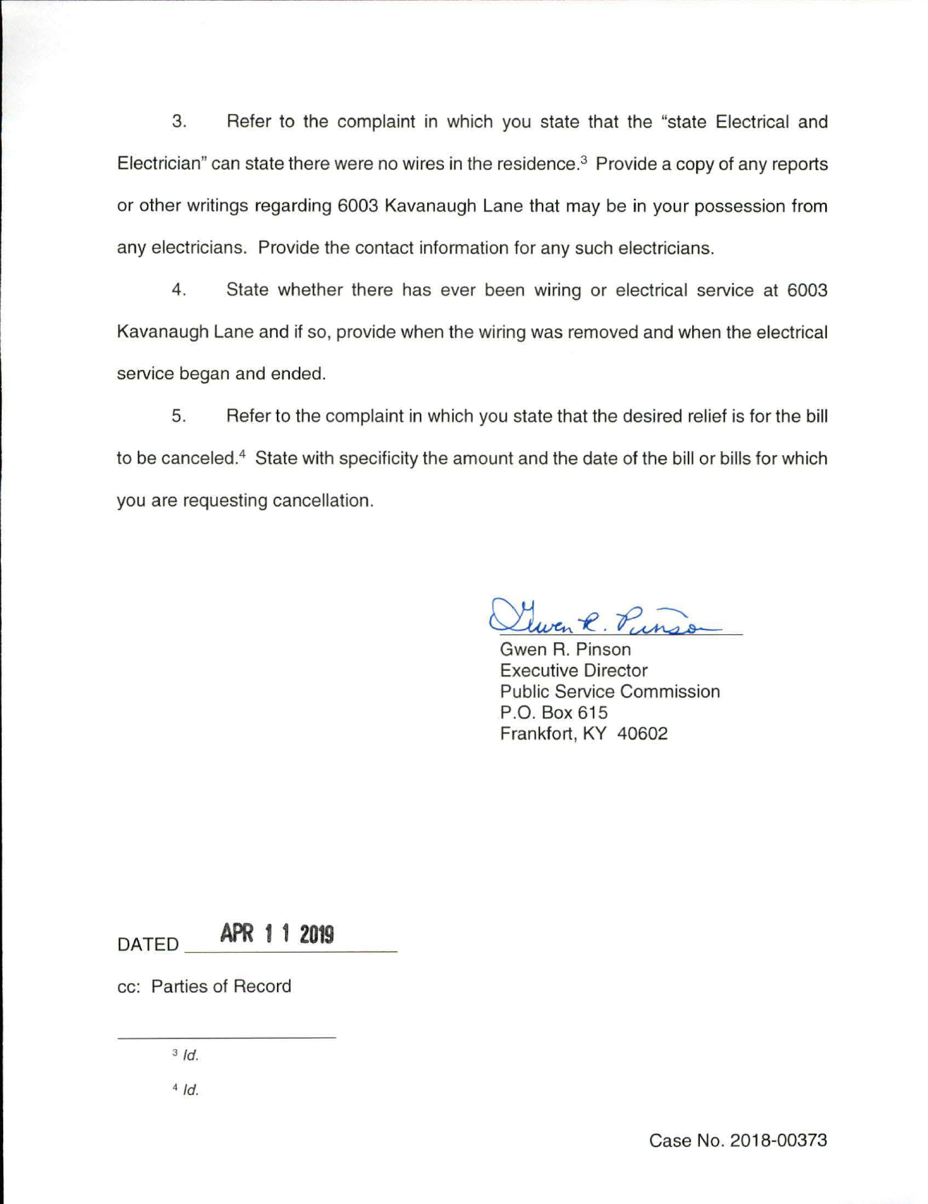3. Refer to the complaint in which you state that the "state Electrical and Electrician" can state there were no wires in the residence.[3] Provide a copy of any reports or other writings regarding 6003 Kavanaugh Lane that may be in your possession from any electricians. Provide the contact information for any such electricians.

4. State whether there has ever been wiring or electrical service at 6003 Kavanaugh Lane and if so, provide when the wiring was removed and when the electrical service began and ended.

5. Refer to the complaint in which you state that the desired relief is for the bill to be canceled.[4] State with specificity the amount and the date of the bill or bills for which you are requesting cancellation.

Gwen R. Pinson
Executive Director
Public Service Commission
P.O. Box 615
Frankfort, KY 40602

DATED APR 11 2019

cc: Parties of Record

[3] *Id.*

[4] *Id.*

Case No. 2018-00373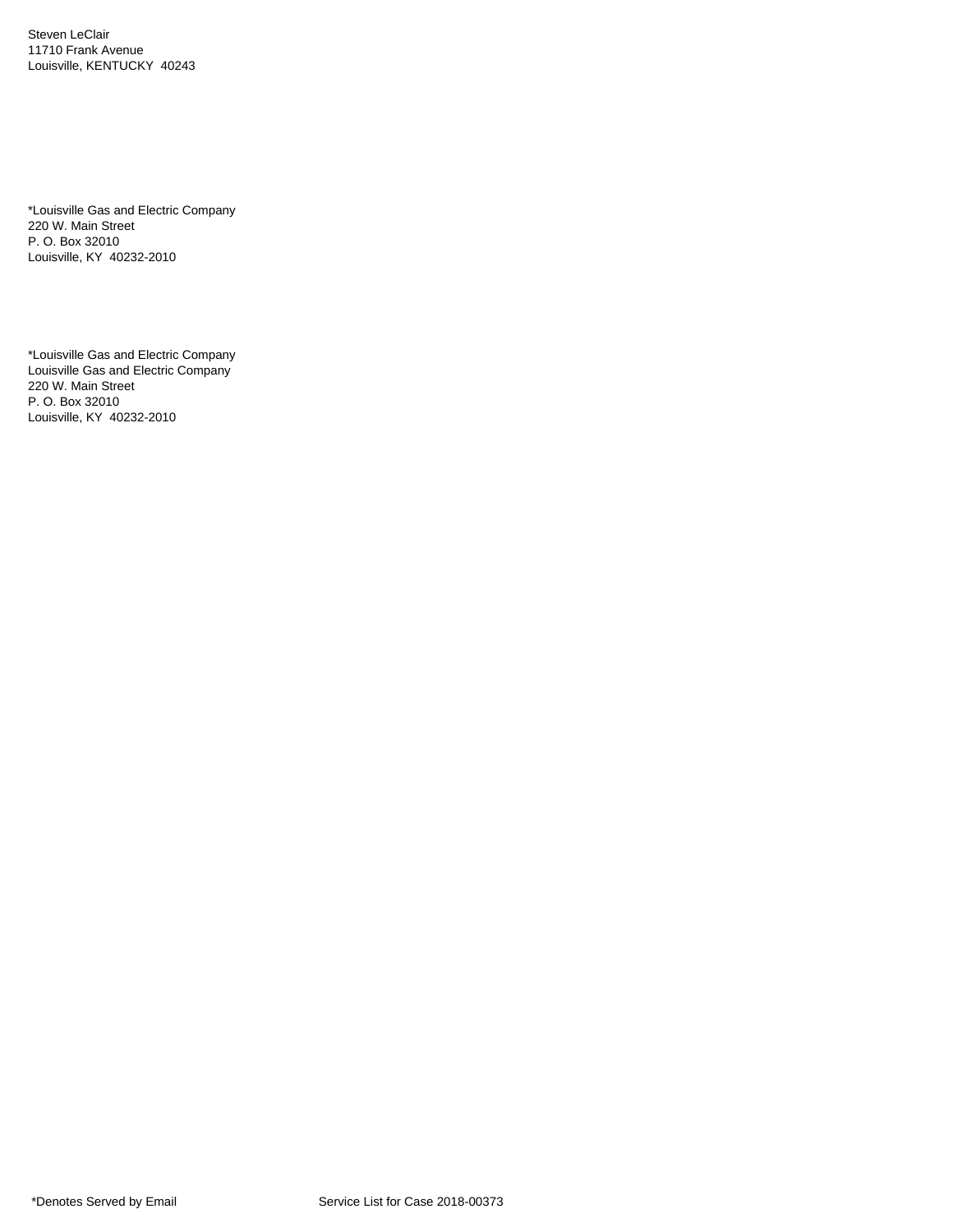Steven LeClair
11710 Frank Avenue
Louisville, KENTUCKY  40243

*Louisville Gas and Electric Company
220 W. Main Street
P. O. Box 32010
Louisville, KY  40232-2010

*Louisville Gas and Electric Company
Louisville Gas and Electric Company
220 W. Main Street
P. O. Box 32010
Louisville, KY  40232-2010

*Denotes Served by Email

Service List for Case 2018-00373